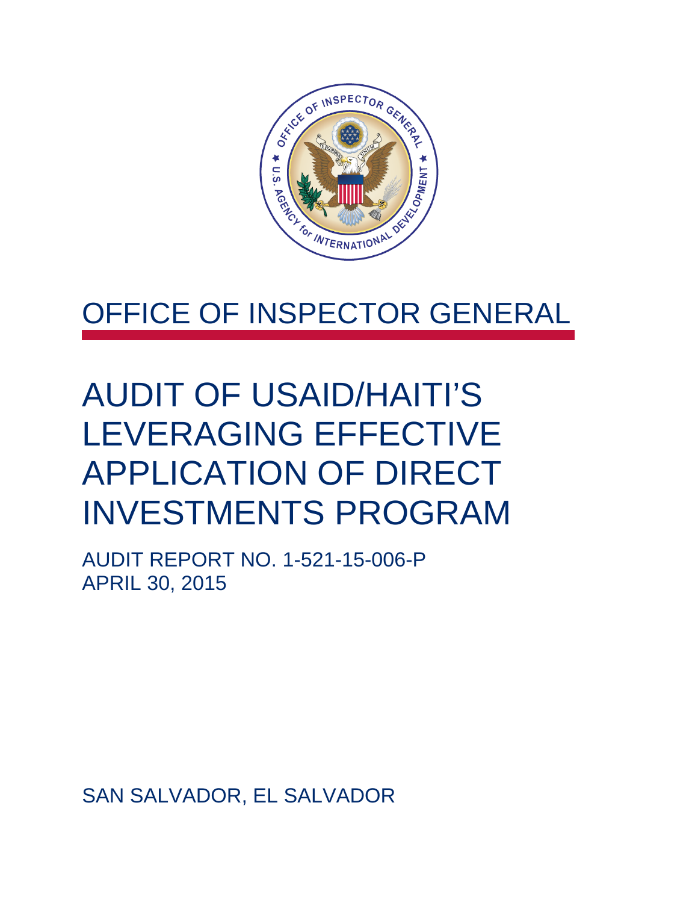# OFFICE OF INSPECTOR GENERAL

# AUDIT OF USAID/HAITI'S LEVERAGING EFFECTIVE APPLICATION OF DIRECT INVESTMENTS PROGRAM

AUDIT REPORT NO. 1-521-15-006-P
APRIL 30, 2015

SAN SALVADOR, EL SALVADOR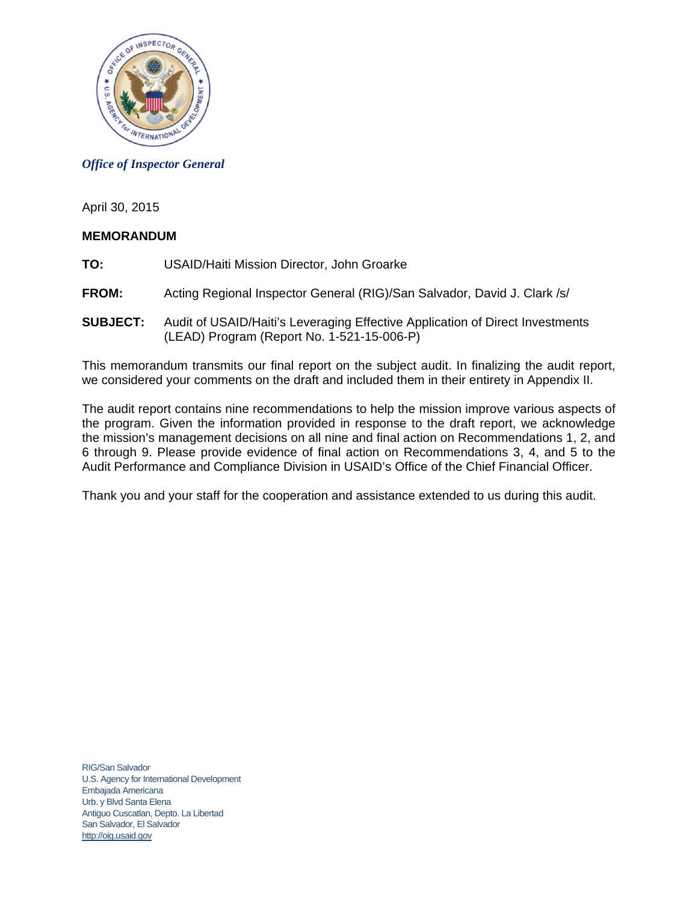*Office of Inspector General*

April 30, 2015

**MEMORANDUM**

**TO:** USAID/Haiti Mission Director, John Groarke

**FROM:** Acting Regional Inspector General (RIG)/San Salvador, David J. Clark /s/

**SUBJECT:** Audit of USAID/Haiti's Leveraging Effective Application of Direct Investments (LEAD) Program (Report No. 1-521-15-006-P)

This memorandum transmits our final report on the subject audit. In finalizing the audit report, we considered your comments on the draft and included them in their entirety in Appendix II.

The audit report contains nine recommendations to help the mission improve various aspects of the program. Given the information provided in response to the draft report, we acknowledge the mission's management decisions on all nine and final action on Recommendations 1, 2, and 6 through 9. Please provide evidence of final action on Recommendations 3, 4, and 5 to the Audit Performance and Compliance Division in USAID's Office of the Chief Financial Officer.

Thank you and your staff for the cooperation and assistance extended to us during this audit.

RIG/San Salvador
U.S. Agency for International Development
Embajada Americana
Urb. y Blvd Santa Elena
Antiguo Cuscatlan, Depto. La Libertad
San Salvador, El Salvador
http://oig.usaid.gov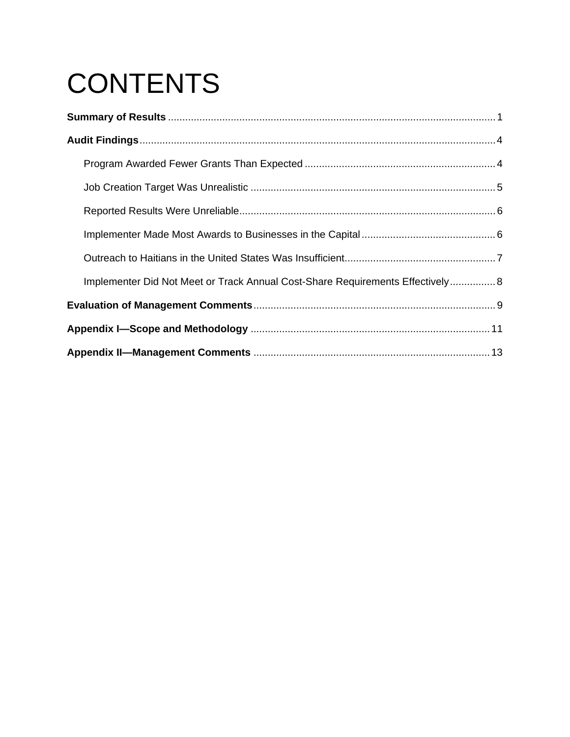# CONTENTS

**Summary of Results** .......... 1

**Audit Findings** .......... 4

- Program Awarded Fewer Grants Than Expected .......... 4
- Job Creation Target Was Unrealistic .......... 5
- Reported Results Were Unreliable .......... 6
- Implementer Made Most Awards to Businesses in the Capital .......... 6
- Outreach to Haitians in the United States Was Insufficient .......... 7
- Implementer Did Not Meet or Track Annual Cost-Share Requirements Effectively .......... 8

**Evaluation of Management Comments** .......... 9

**Appendix I—Scope and Methodology** .......... 11

**Appendix II—Management Comments** .......... 13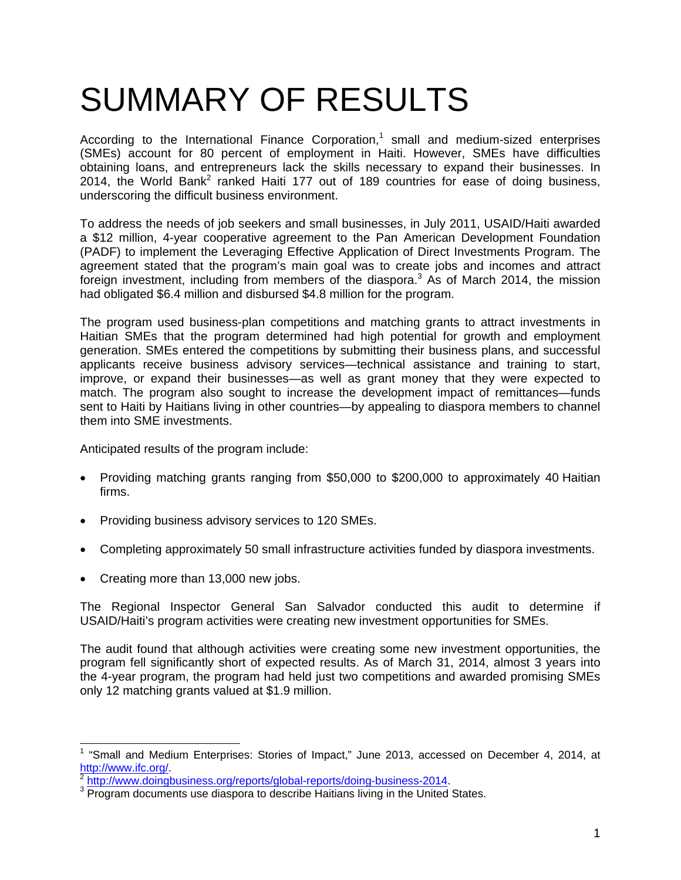# SUMMARY OF RESULTS

According to the International Finance Corporation,[1] small and medium-sized enterprises (SMEs) account for 80 percent of employment in Haiti. However, SMEs have difficulties obtaining loans, and entrepreneurs lack the skills necessary to expand their businesses. In 2014, the World Bank[2] ranked Haiti 177 out of 189 countries for ease of doing business, underscoring the difficult business environment.

To address the needs of job seekers and small businesses, in July 2011, USAID/Haiti awarded a $12 million, 4-year cooperative agreement to the Pan American Development Foundation (PADF) to implement the Leveraging Effective Application of Direct Investments Program. The agreement stated that the program's main goal was to create jobs and incomes and attract foreign investment, including from members of the diaspora.[3] As of March 2014, the mission had obligated $6.4 million and disbursed $4.8 million for the program.

The program used business-plan competitions and matching grants to attract investments in Haitian SMEs that the program determined had high potential for growth and employment generation. SMEs entered the competitions by submitting their business plans, and successful applicants receive business advisory services—technical assistance and training to start, improve, or expand their businesses—as well as grant money that they were expected to match. The program also sought to increase the development impact of remittances—funds sent to Haiti by Haitians living in other countries—by appealing to diaspora members to channel them into SME investments.

Anticipated results of the program include:

- Providing matching grants ranging from $50,000 to $200,000 to approximately 40 Haitian firms.
- Providing business advisory services to 120 SMEs.
- Completing approximately 50 small infrastructure activities funded by diaspora investments.
- Creating more than 13,000 new jobs.

The Regional Inspector General San Salvador conducted this audit to determine if USAID/Haiti's program activities were creating new investment opportunities for SMEs.

The audit found that although activities were creating some new investment opportunities, the program fell significantly short of expected results. As of March 31, 2014, almost 3 years into the 4-year program, the program had held just two competitions and awarded promising SMEs only 12 matching grants valued at $1.9 million.

---

[1] "Small and Medium Enterprises: Stories of Impact," June 2013, accessed on December 4, 2014, at http://www.ifc.org/.

[2] http://www.doingbusiness.org/reports/global-reports/doing-business-2014.

[3] Program documents use diaspora to describe Haitians living in the United States.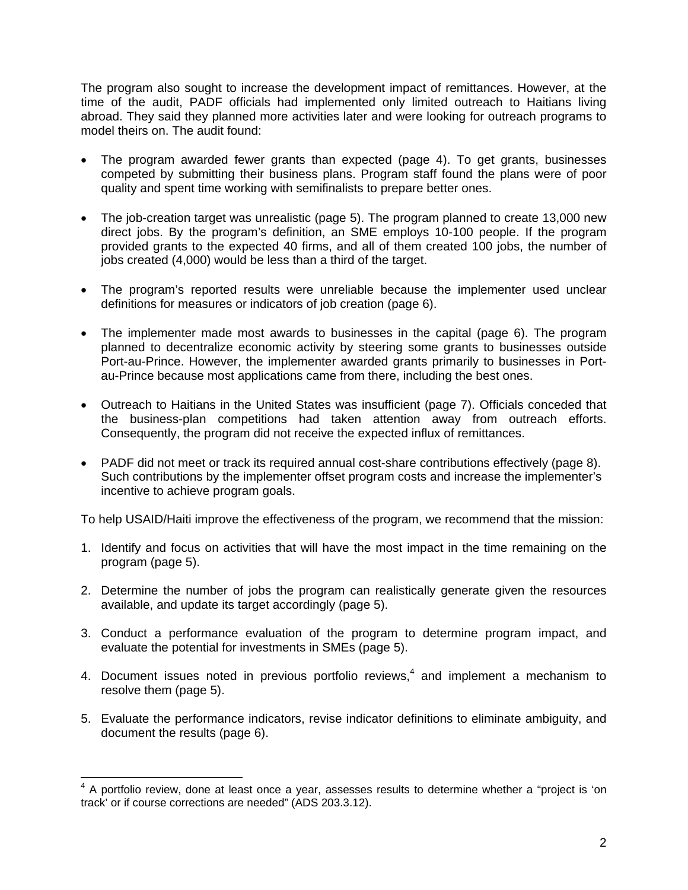The program also sought to increase the development impact of remittances. However, at the time of the audit, PADF officials had implemented only limited outreach to Haitians living abroad. They said they planned more activities later and were looking for outreach programs to model theirs on. The audit found:

- The program awarded fewer grants than expected (page 4). To get grants, businesses competed by submitting their business plans. Program staff found the plans were of poor quality and spent time working with semifinalists to prepare better ones.

- The job-creation target was unrealistic (page 5). The program planned to create 13,000 new direct jobs. By the program's definition, an SME employs 10-100 people. If the program provided grants to the expected 40 firms, and all of them created 100 jobs, the number of jobs created (4,000) would be less than a third of the target.

- The program's reported results were unreliable because the implementer used unclear definitions for measures or indicators of job creation (page 6).

- The implementer made most awards to businesses in the capital (page 6). The program planned to decentralize economic activity by steering some grants to businesses outside Port-au-Prince. However, the implementer awarded grants primarily to businesses in Port-au-Prince because most applications came from there, including the best ones.

- Outreach to Haitians in the United States was insufficient (page 7). Officials conceded that the business-plan competitions had taken attention away from outreach efforts. Consequently, the program did not receive the expected influx of remittances.

- PADF did not meet or track its required annual cost-share contributions effectively (page 8). Such contributions by the implementer offset program costs and increase the implementer's incentive to achieve program goals.

To help USAID/Haiti improve the effectiveness of the program, we recommend that the mission:

1. Identify and focus on activities that will have the most impact in the time remaining on the program (page 5).

2. Determine the number of jobs the program can realistically generate given the resources available, and update its target accordingly (page 5).

3. Conduct a performance evaluation of the program to determine program impact, and evaluate the potential for investments in SMEs (page 5).

4. Document issues noted in previous portfolio reviews,[4] and implement a mechanism to resolve them (page 5).

5. Evaluate the performance indicators, revise indicator definitions to eliminate ambiguity, and document the results (page 6).

---

[4] A portfolio review, done at least once a year, assesses results to determine whether a "project is 'on track' or if course corrections are needed" (ADS 203.3.12).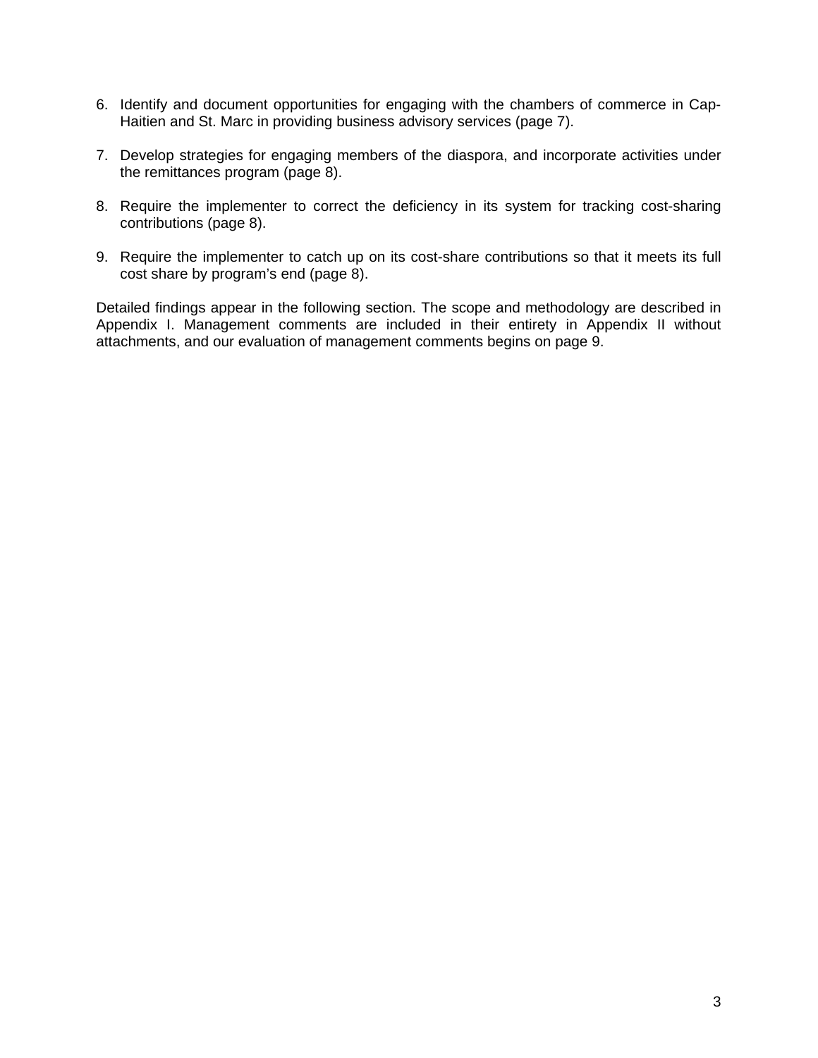6. Identify and document opportunities for engaging with the chambers of commerce in Cap-Haitien and St. Marc in providing business advisory services (page 7).

7. Develop strategies for engaging members of the diaspora, and incorporate activities under the remittances program (page 8).

8. Require the implementer to correct the deficiency in its system for tracking cost-sharing contributions (page 8).

9. Require the implementer to catch up on its cost-share contributions so that it meets its full cost share by program's end (page 8).

Detailed findings appear in the following section. The scope and methodology are described in Appendix I. Management comments are included in their entirety in Appendix II without attachments, and our evaluation of management comments begins on page 9.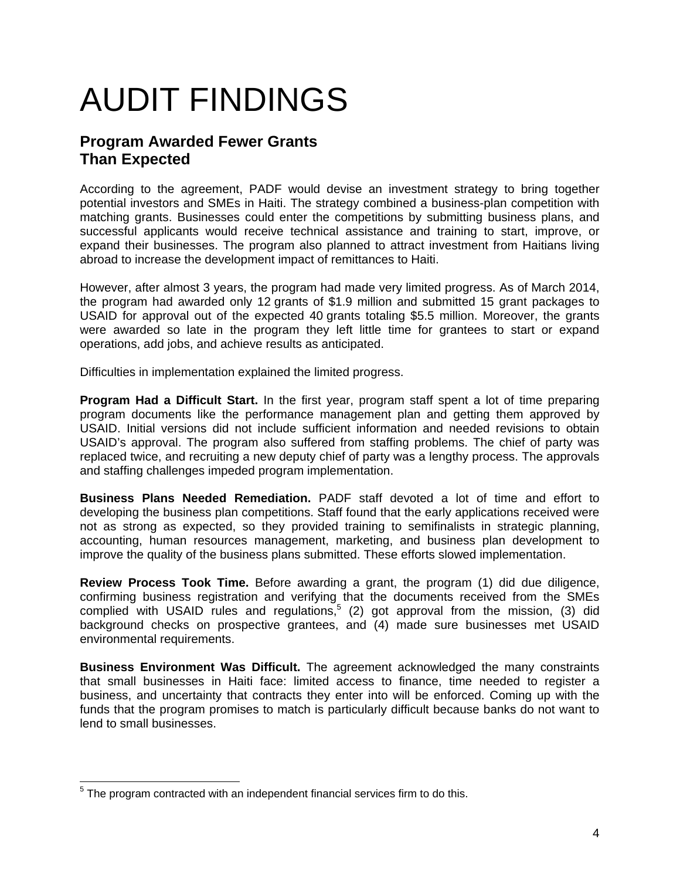# AUDIT FINDINGS

## Program Awarded Fewer Grants Than Expected

According to the agreement, PADF would devise an investment strategy to bring together potential investors and SMEs in Haiti. The strategy combined a business-plan competition with matching grants. Businesses could enter the competitions by submitting business plans, and successful applicants would receive technical assistance and training to start, improve, or expand their businesses. The program also planned to attract investment from Haitians living abroad to increase the development impact of remittances to Haiti.

However, after almost 3 years, the program had made very limited progress. As of March 2014, the program had awarded only 12 grants of $1.9 million and submitted 15 grant packages to USAID for approval out of the expected 40 grants totaling $5.5 million. Moreover, the grants were awarded so late in the program they left little time for grantees to start or expand operations, add jobs, and achieve results as anticipated.

Difficulties in implementation explained the limited progress.

**Program Had a Difficult Start.** In the first year, program staff spent a lot of time preparing program documents like the performance management plan and getting them approved by USAID. Initial versions did not include sufficient information and needed revisions to obtain USAID's approval. The program also suffered from staffing problems. The chief of party was replaced twice, and recruiting a new deputy chief of party was a lengthy process. The approvals and staffing challenges impeded program implementation.

**Business Plans Needed Remediation.** PADF staff devoted a lot of time and effort to developing the business plan competitions. Staff found that the early applications received were not as strong as expected, so they provided training to semifinalists in strategic planning, accounting, human resources management, marketing, and business plan development to improve the quality of the business plans submitted. These efforts slowed implementation.

**Review Process Took Time.** Before awarding a grant, the program (1) did due diligence, confirming business registration and verifying that the documents received from the SMEs complied with USAID rules and regulations,[5] (2) got approval from the mission, (3) did background checks on prospective grantees, and (4) made sure businesses met USAID environmental requirements.

**Business Environment Was Difficult.** The agreement acknowledged the many constraints that small businesses in Haiti face: limited access to finance, time needed to register a business, and uncertainty that contracts they enter into will be enforced. Coming up with the funds that the program promises to match is particularly difficult because banks do not want to lend to small businesses.

---

[5] The program contracted with an independent financial services firm to do this.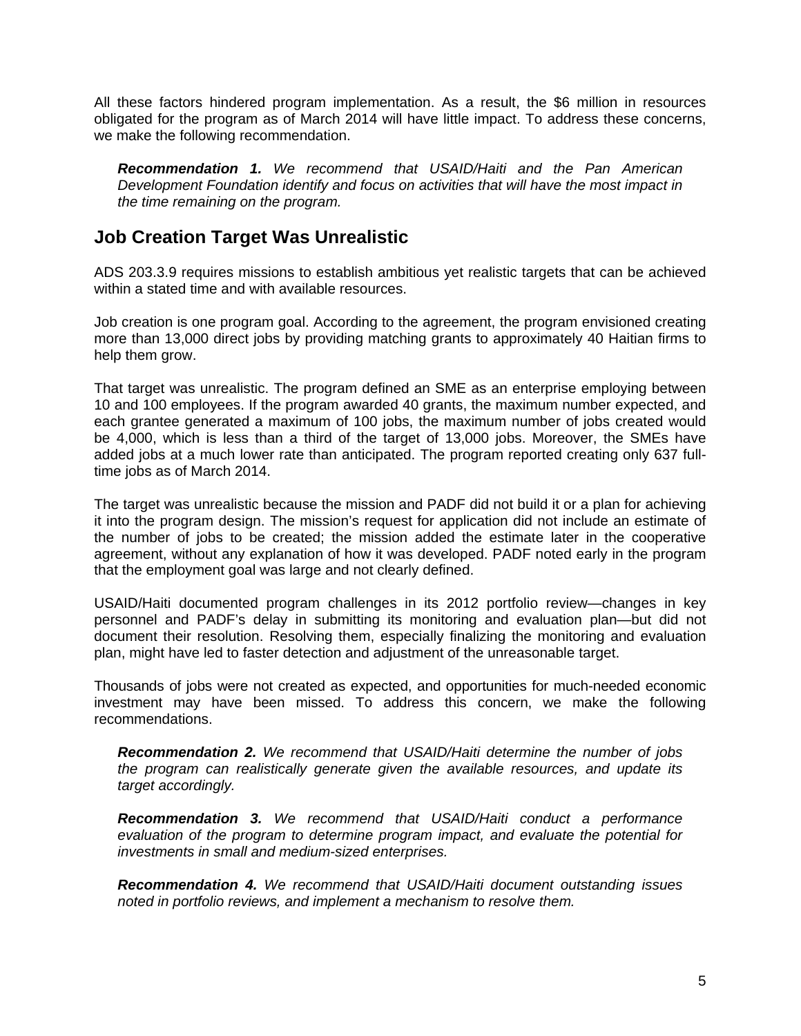All these factors hindered program implementation. As a result, the $6 million in resources obligated for the program as of March 2014 will have little impact. To address these concerns, we make the following recommendation.

> ***Recommendation 1.*** *We recommend that USAID/Haiti and the Pan American Development Foundation identify and focus on activities that will have the most impact in the time remaining on the program.*

## Job Creation Target Was Unrealistic

ADS 203.3.9 requires missions to establish ambitious yet realistic targets that can be achieved within a stated time and with available resources.

Job creation is one program goal. According to the agreement, the program envisioned creating more than 13,000 direct jobs by providing matching grants to approximately 40 Haitian firms to help them grow.

That target was unrealistic. The program defined an SME as an enterprise employing between 10 and 100 employees. If the program awarded 40 grants, the maximum number expected, and each grantee generated a maximum of 100 jobs, the maximum number of jobs created would be 4,000, which is less than a third of the target of 13,000 jobs. Moreover, the SMEs have added jobs at a much lower rate than anticipated. The program reported creating only 637 full-time jobs as of March 2014.

The target was unrealistic because the mission and PADF did not build it or a plan for achieving it into the program design. The mission's request for application did not include an estimate of the number of jobs to be created; the mission added the estimate later in the cooperative agreement, without any explanation of how it was developed. PADF noted early in the program that the employment goal was large and not clearly defined.

USAID/Haiti documented program challenges in its 2012 portfolio review—changes in key personnel and PADF's delay in submitting its monitoring and evaluation plan—but did not document their resolution. Resolving them, especially finalizing the monitoring and evaluation plan, might have led to faster detection and adjustment of the unreasonable target.

Thousands of jobs were not created as expected, and opportunities for much-needed economic investment may have been missed. To address this concern, we make the following recommendations.

> ***Recommendation 2.*** *We recommend that USAID/Haiti determine the number of jobs the program can realistically generate given the available resources, and update its target accordingly.*

> ***Recommendation 3.*** *We recommend that USAID/Haiti conduct a performance evaluation of the program to determine program impact, and evaluate the potential for investments in small and medium-sized enterprises.*

> ***Recommendation 4.*** *We recommend that USAID/Haiti document outstanding issues noted in portfolio reviews, and implement a mechanism to resolve them.*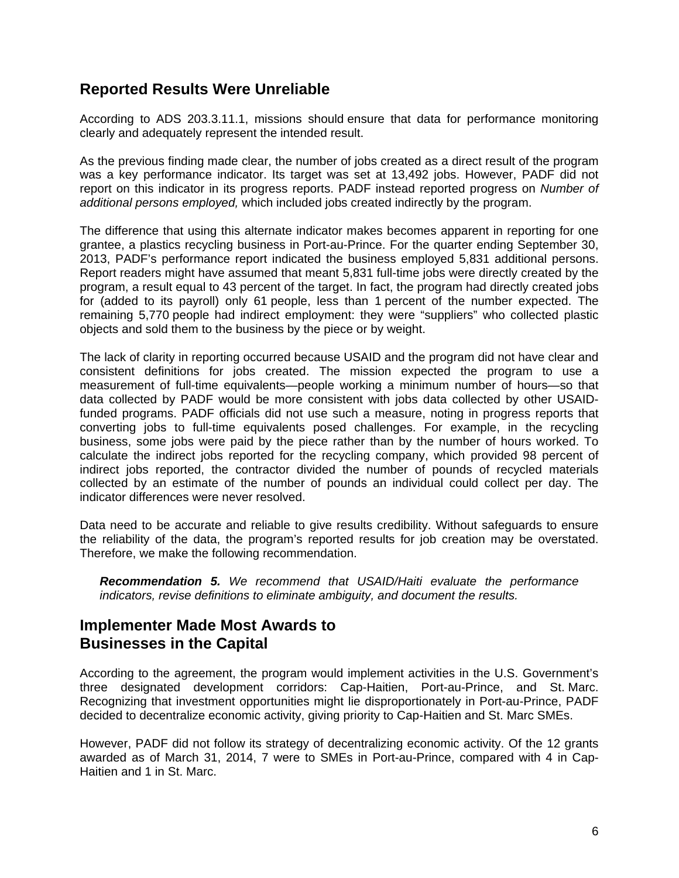## Reported Results Were Unreliable

According to ADS 203.3.11.1, missions should ensure that data for performance monitoring clearly and adequately represent the intended result.

As the previous finding made clear, the number of jobs created as a direct result of the program was a key performance indicator. Its target was set at 13,492 jobs. However, PADF did not report on this indicator in its progress reports. PADF instead reported progress on *Number of additional persons employed,* which included jobs created indirectly by the program.

The difference that using this alternate indicator makes becomes apparent in reporting for one grantee, a plastics recycling business in Port-au-Prince. For the quarter ending September 30, 2013, PADF's performance report indicated the business employed 5,831 additional persons. Report readers might have assumed that meant 5,831 full-time jobs were directly created by the program, a result equal to 43 percent of the target. In fact, the program had directly created jobs for (added to its payroll) only 61 people, less than 1 percent of the number expected. The remaining 5,770 people had indirect employment: they were "suppliers" who collected plastic objects and sold them to the business by the piece or by weight.

The lack of clarity in reporting occurred because USAID and the program did not have clear and consistent definitions for jobs created. The mission expected the program to use a measurement of full-time equivalents—people working a minimum number of hours—so that data collected by PADF would be more consistent with jobs data collected by other USAID-funded programs. PADF officials did not use such a measure, noting in progress reports that converting jobs to full-time equivalents posed challenges. For example, in the recycling business, some jobs were paid by the piece rather than by the number of hours worked. To calculate the indirect jobs reported for the recycling company, which provided 98 percent of indirect jobs reported, the contractor divided the number of pounds of recycled materials collected by an estimate of the number of pounds an individual could collect per day. The indicator differences were never resolved.

Data need to be accurate and reliable to give results credibility. Without safeguards to ensure the reliability of the data, the program's reported results for job creation may be overstated. Therefore, we make the following recommendation.

> ***Recommendation 5.*** *We recommend that USAID/Haiti evaluate the performance indicators, revise definitions to eliminate ambiguity, and document the results.*

## Implementer Made Most Awards to Businesses in the Capital

According to the agreement, the program would implement activities in the U.S. Government's three designated development corridors: Cap-Haitien, Port-au-Prince, and St. Marc. Recognizing that investment opportunities might lie disproportionately in Port-au-Prince, PADF decided to decentralize economic activity, giving priority to Cap-Haitien and St. Marc SMEs.

However, PADF did not follow its strategy of decentralizing economic activity. Of the 12 grants awarded as of March 31, 2014, 7 were to SMEs in Port-au-Prince, compared with 4 in Cap-Haitien and 1 in St. Marc.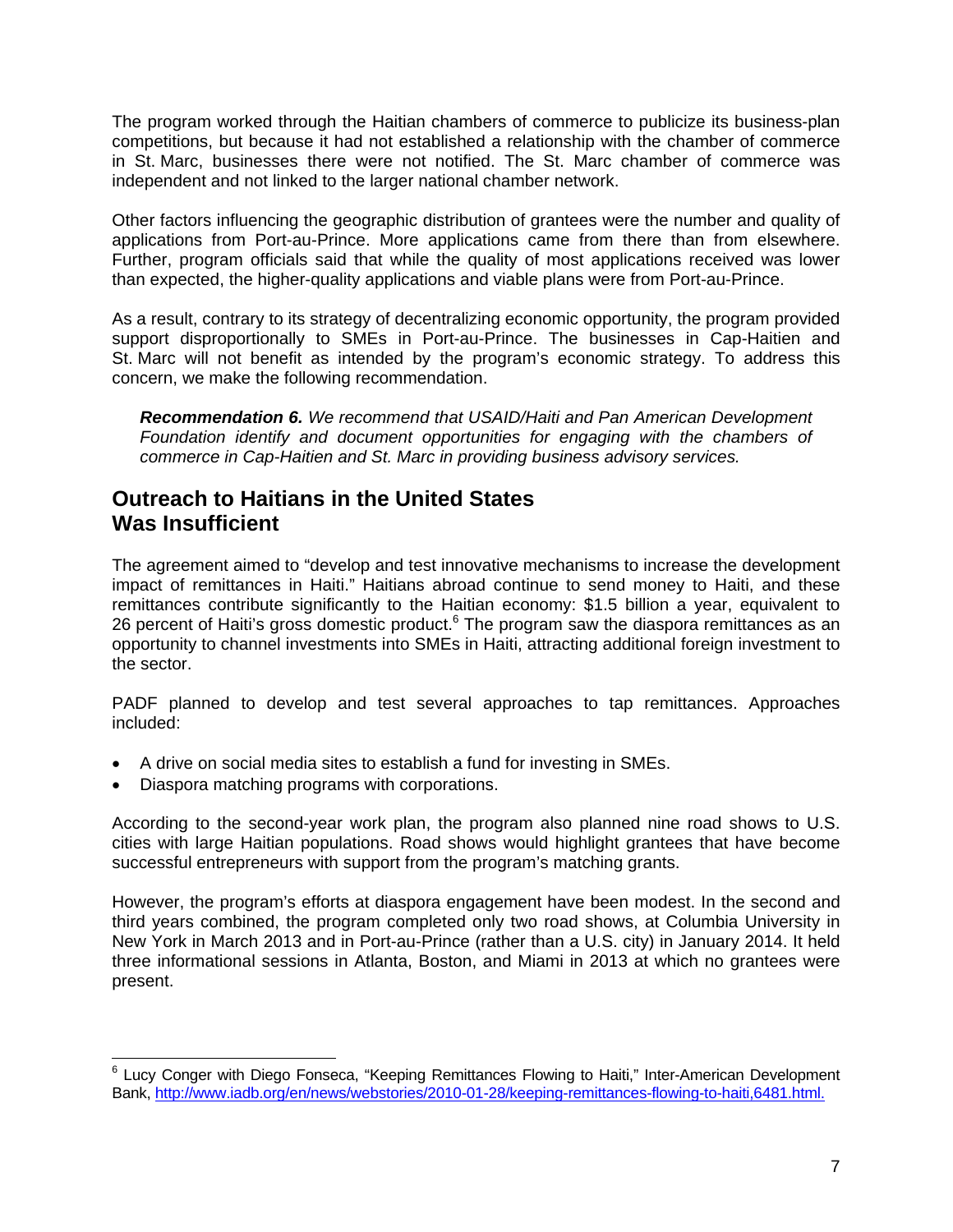The program worked through the Haitian chambers of commerce to publicize its business-plan competitions, but because it had not established a relationship with the chamber of commerce in St. Marc, businesses there were not notified. The St. Marc chamber of commerce was independent and not linked to the larger national chamber network.

Other factors influencing the geographic distribution of grantees were the number and quality of applications from Port-au-Prince. More applications came from there than from elsewhere. Further, program officials said that while the quality of most applications received was lower than expected, the higher-quality applications and viable plans were from Port-au-Prince.

As a result, contrary to its strategy of decentralizing economic opportunity, the program provided support disproportionally to SMEs in Port-au-Prince. The businesses in Cap-Haitien and St. Marc will not benefit as intended by the program's economic strategy. To address this concern, we make the following recommendation.

> ***Recommendation 6.*** *We recommend that USAID/Haiti and Pan American Development Foundation identify and document opportunities for engaging with the chambers of commerce in Cap-Haitien and St. Marc in providing business advisory services.*

## Outreach to Haitians in the United States Was Insufficient

The agreement aimed to "develop and test innovative mechanisms to increase the development impact of remittances in Haiti." Haitians abroad continue to send money to Haiti, and these remittances contribute significantly to the Haitian economy: $1.5 billion a year, equivalent to 26 percent of Haiti's gross domestic product.[6] The program saw the diaspora remittances as an opportunity to channel investments into SMEs in Haiti, attracting additional foreign investment to the sector.

PADF planned to develop and test several approaches to tap remittances. Approaches included:

- A drive on social media sites to establish a fund for investing in SMEs.
- Diaspora matching programs with corporations.

According to the second-year work plan, the program also planned nine road shows to U.S. cities with large Haitian populations. Road shows would highlight grantees that have become successful entrepreneurs with support from the program's matching grants.

However, the program's efforts at diaspora engagement have been modest. In the second and third years combined, the program completed only two road shows, at Columbia University in New York in March 2013 and in Port-au-Prince (rather than a U.S. city) in January 2014. It held three informational sessions in Atlanta, Boston, and Miami in 2013 at which no grantees were present.

---

[6] Lucy Conger with Diego Fonseca, "Keeping Remittances Flowing to Haiti," Inter-American Development Bank, http://www.iadb.org/en/news/webstories/2010-01-28/keeping-remittances-flowing-to-haiti,6481.html.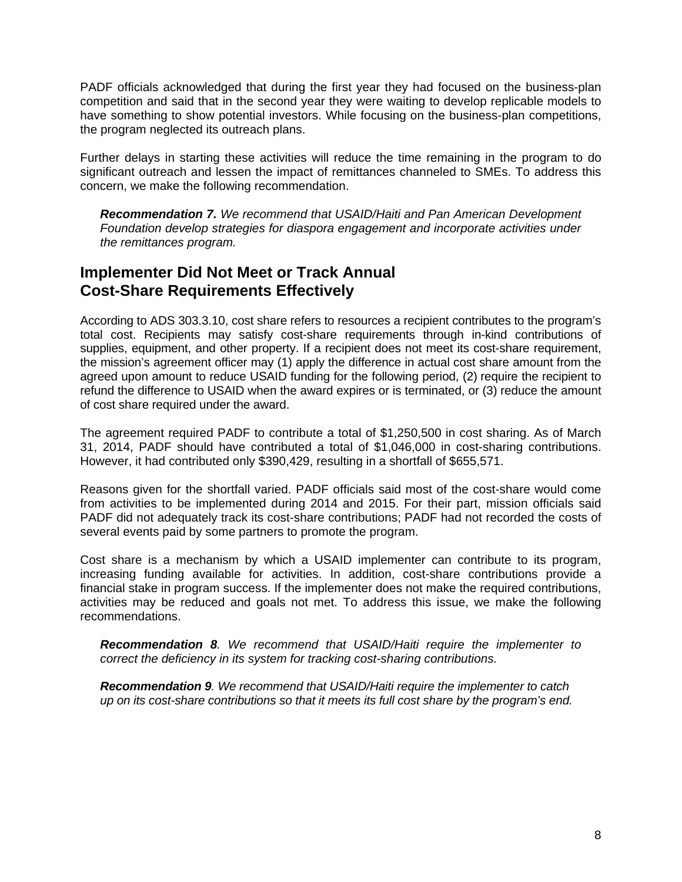PADF officials acknowledged that during the first year they had focused on the business-plan competition and said that in the second year they were waiting to develop replicable models to have something to show potential investors. While focusing on the business-plan competitions, the program neglected its outreach plans.

Further delays in starting these activities will reduce the time remaining in the program to do significant outreach and lessen the impact of remittances channeled to SMEs. To address this concern, we make the following recommendation.

> ***Recommendation 7.*** *We recommend that USAID/Haiti and Pan American Development Foundation develop strategies for diaspora engagement and incorporate activities under the remittances program.*

## Implementer Did Not Meet or Track Annual Cost-Share Requirements Effectively

According to ADS 303.3.10, cost share refers to resources a recipient contributes to the program's total cost. Recipients may satisfy cost-share requirements through in-kind contributions of supplies, equipment, and other property. If a recipient does not meet its cost-share requirement, the mission's agreement officer may (1) apply the difference in actual cost share amount from the agreed upon amount to reduce USAID funding for the following period, (2) require the recipient to refund the difference to USAID when the award expires or is terminated, or (3) reduce the amount of cost share required under the award.

The agreement required PADF to contribute a total of $1,250,500 in cost sharing. As of March 31, 2014, PADF should have contributed a total of $1,046,000 in cost-sharing contributions. However, it had contributed only $390,429, resulting in a shortfall of $655,571.

Reasons given for the shortfall varied. PADF officials said most of the cost-share would come from activities to be implemented during 2014 and 2015. For their part, mission officials said PADF did not adequately track its cost-share contributions; PADF had not recorded the costs of several events paid by some partners to promote the program.

Cost share is a mechanism by which a USAID implementer can contribute to its program, increasing funding available for activities. In addition, cost-share contributions provide a financial stake in program success. If the implementer does not make the required contributions, activities may be reduced and goals not met. To address this issue, we make the following recommendations.

> ***Recommendation 8****. We recommend that USAID/Haiti require the implementer to correct the deficiency in its system for tracking cost-sharing contributions.*

> ***Recommendation 9****. We recommend that USAID/Haiti require the implementer to catch up on its cost-share contributions so that it meets its full cost share by the program's end.*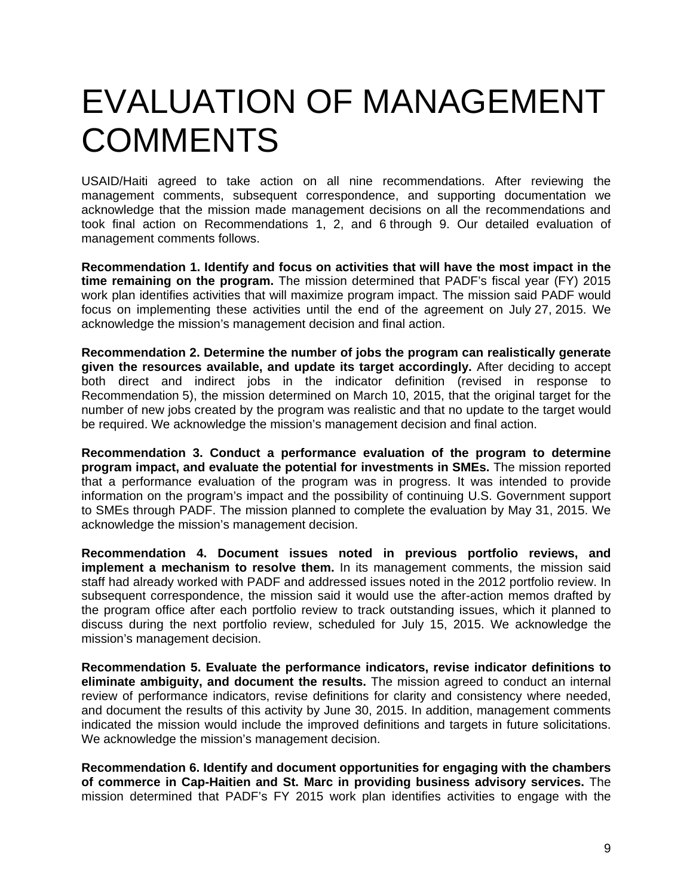# EVALUATION OF MANAGEMENT COMMENTS

USAID/Haiti agreed to take action on all nine recommendations. After reviewing the management comments, subsequent correspondence, and supporting documentation we acknowledge that the mission made management decisions on all the recommendations and took final action on Recommendations 1, 2, and 6 through 9. Our detailed evaluation of management comments follows.

**Recommendation 1. Identify and focus on activities that will have the most impact in the time remaining on the program.** The mission determined that PADF's fiscal year (FY) 2015 work plan identifies activities that will maximize program impact. The mission said PADF would focus on implementing these activities until the end of the agreement on July 27, 2015. We acknowledge the mission's management decision and final action.

**Recommendation 2. Determine the number of jobs the program can realistically generate given the resources available, and update its target accordingly.** After deciding to accept both direct and indirect jobs in the indicator definition (revised in response to Recommendation 5), the mission determined on March 10, 2015, that the original target for the number of new jobs created by the program was realistic and that no update to the target would be required. We acknowledge the mission's management decision and final action.

**Recommendation 3. Conduct a performance evaluation of the program to determine program impact, and evaluate the potential for investments in SMEs.** The mission reported that a performance evaluation of the program was in progress. It was intended to provide information on the program's impact and the possibility of continuing U.S. Government support to SMEs through PADF. The mission planned to complete the evaluation by May 31, 2015. We acknowledge the mission's management decision.

**Recommendation 4. Document issues noted in previous portfolio reviews, and implement a mechanism to resolve them.** In its management comments, the mission said staff had already worked with PADF and addressed issues noted in the 2012 portfolio review. In subsequent correspondence, the mission said it would use the after-action memos drafted by the program office after each portfolio review to track outstanding issues, which it planned to discuss during the next portfolio review, scheduled for July 15, 2015. We acknowledge the mission's management decision.

**Recommendation 5. Evaluate the performance indicators, revise indicator definitions to eliminate ambiguity, and document the results.** The mission agreed to conduct an internal review of performance indicators, revise definitions for clarity and consistency where needed, and document the results of this activity by June 30, 2015. In addition, management comments indicated the mission would include the improved definitions and targets in future solicitations. We acknowledge the mission's management decision.

**Recommendation 6. Identify and document opportunities for engaging with the chambers of commerce in Cap-Haitien and St. Marc in providing business advisory services.** The mission determined that PADF's FY 2015 work plan identifies activities to engage with the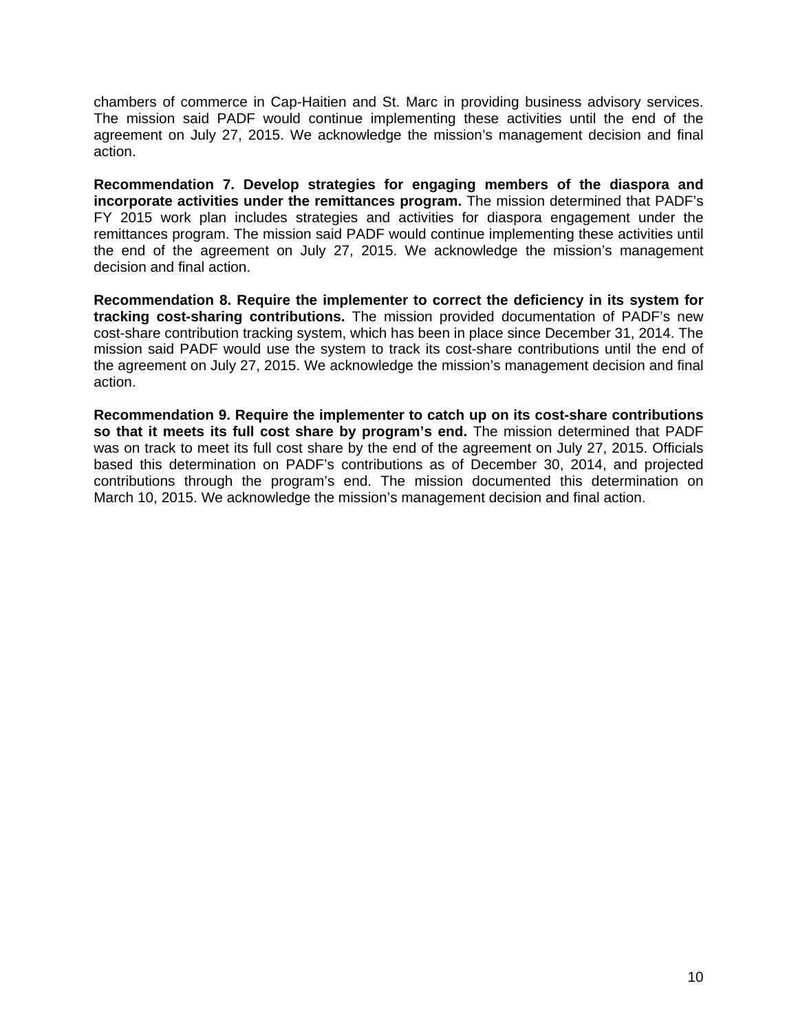chambers of commerce in Cap-Haitien and St. Marc in providing business advisory services. The mission said PADF would continue implementing these activities until the end of the agreement on July 27, 2015. We acknowledge the mission's management decision and final action.

**Recommendation 7. Develop strategies for engaging members of the diaspora and incorporate activities under the remittances program.** The mission determined that PADF's FY 2015 work plan includes strategies and activities for diaspora engagement under the remittances program. The mission said PADF would continue implementing these activities until the end of the agreement on July 27, 2015. We acknowledge the mission's management decision and final action.

**Recommendation 8. Require the implementer to correct the deficiency in its system for tracking cost-sharing contributions.** The mission provided documentation of PADF's new cost-share contribution tracking system, which has been in place since December 31, 2014. The mission said PADF would use the system to track its cost-share contributions until the end of the agreement on July 27, 2015. We acknowledge the mission's management decision and final action.

**Recommendation 9. Require the implementer to catch up on its cost-share contributions so that it meets its full cost share by program's end.** The mission determined that PADF was on track to meet its full cost share by the end of the agreement on July 27, 2015. Officials based this determination on PADF's contributions as of December 30, 2014, and projected contributions through the program's end. The mission documented this determination on March 10, 2015. We acknowledge the mission's management decision and final action.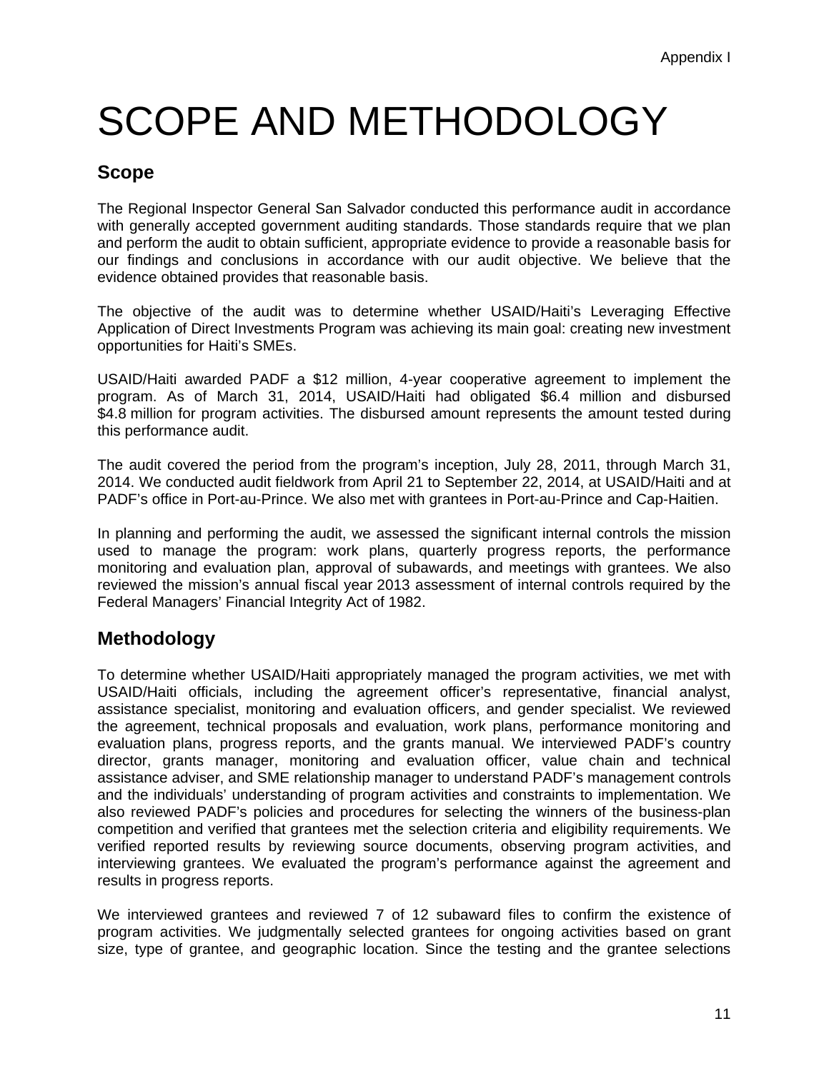Appendix I

# SCOPE AND METHODOLOGY

## Scope

The Regional Inspector General San Salvador conducted this performance audit in accordance with generally accepted government auditing standards. Those standards require that we plan and perform the audit to obtain sufficient, appropriate evidence to provide a reasonable basis for our findings and conclusions in accordance with our audit objective. We believe that the evidence obtained provides that reasonable basis.

The objective of the audit was to determine whether USAID/Haiti's Leveraging Effective Application of Direct Investments Program was achieving its main goal: creating new investment opportunities for Haiti's SMEs.

USAID/Haiti awarded PADF a $12 million, 4-year cooperative agreement to implement the program. As of March 31, 2014, USAID/Haiti had obligated $6.4 million and disbursed $4.8 million for program activities. The disbursed amount represents the amount tested during this performance audit.

The audit covered the period from the program's inception, July 28, 2011, through March 31, 2014. We conducted audit fieldwork from April 21 to September 22, 2014, at USAID/Haiti and at PADF's office in Port-au-Prince. We also met with grantees in Port-au-Prince and Cap-Haitien.

In planning and performing the audit, we assessed the significant internal controls the mission used to manage the program: work plans, quarterly progress reports, the performance monitoring and evaluation plan, approval of subawards, and meetings with grantees. We also reviewed the mission's annual fiscal year 2013 assessment of internal controls required by the Federal Managers' Financial Integrity Act of 1982.

## Methodology

To determine whether USAID/Haiti appropriately managed the program activities, we met with USAID/Haiti officials, including the agreement officer's representative, financial analyst, assistance specialist, monitoring and evaluation officers, and gender specialist. We reviewed the agreement, technical proposals and evaluation, work plans, performance monitoring and evaluation plans, progress reports, and the grants manual. We interviewed PADF's country director, grants manager, monitoring and evaluation officer, value chain and technical assistance adviser, and SME relationship manager to understand PADF's management controls and the individuals' understanding of program activities and constraints to implementation. We also reviewed PADF's policies and procedures for selecting the winners of the business-plan competition and verified that grantees met the selection criteria and eligibility requirements. We verified reported results by reviewing source documents, observing program activities, and interviewing grantees. We evaluated the program's performance against the agreement and results in progress reports.

We interviewed grantees and reviewed 7 of 12 subaward files to confirm the existence of program activities. We judgmentally selected grantees for ongoing activities based on grant size, type of grantee, and geographic location. Since the testing and the grantee selections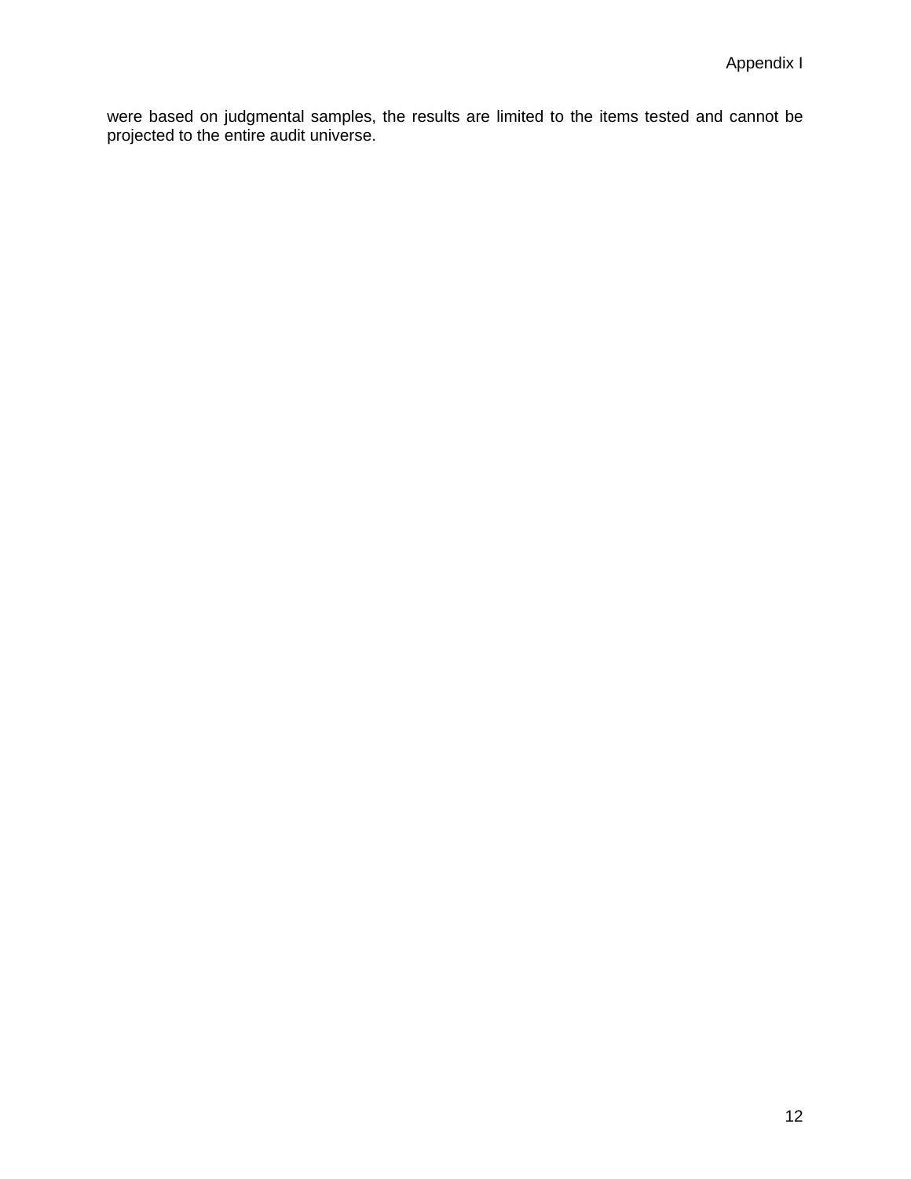were based on judgmental samples, the results are limited to the items tested and cannot be projected to the entire audit universe.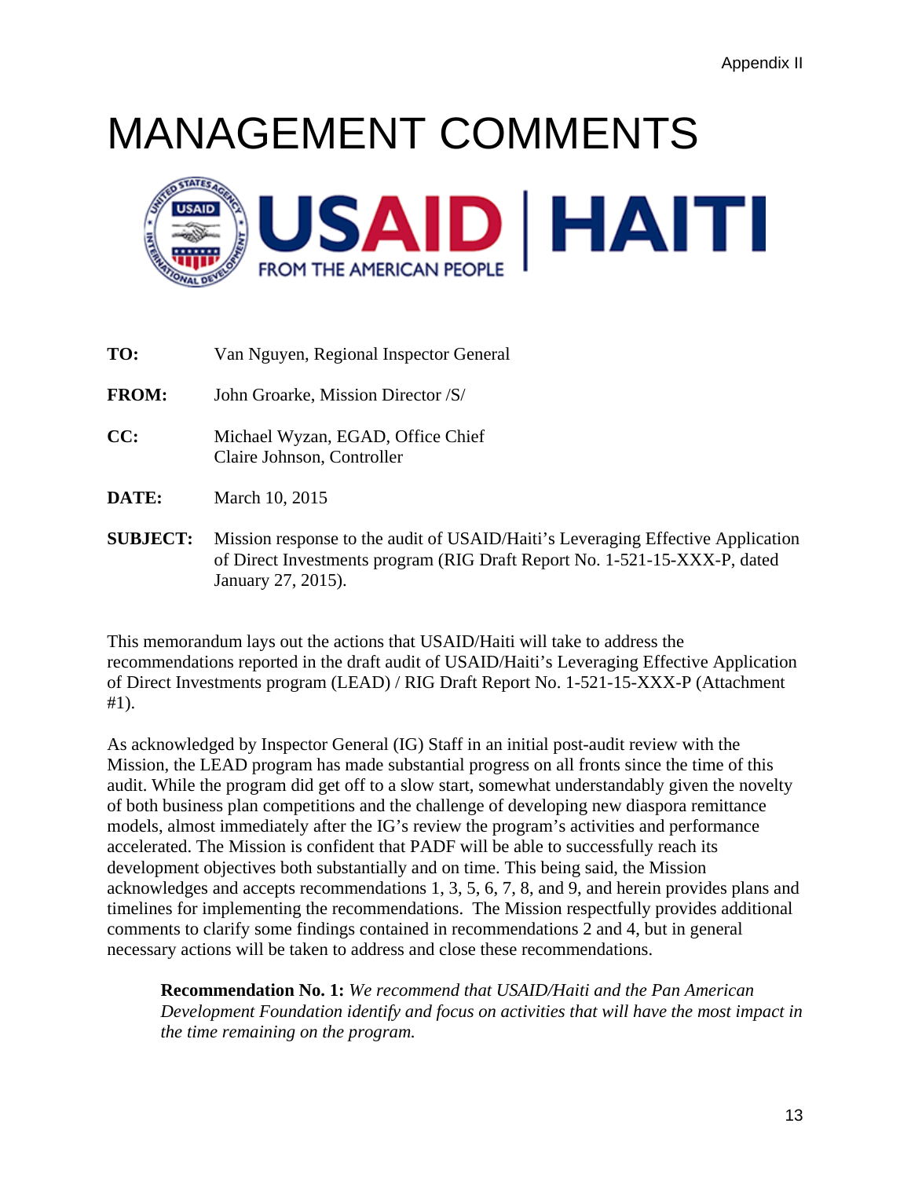Appendix II

# MANAGEMENT COMMENTS

USAID | HAITI
FROM THE AMERICAN PEOPLE

**TO:** Van Nguyen, Regional Inspector General

**FROM:** John Groarke, Mission Director /S/

**CC:** Michael Wyzan, EGAD, Office Chief
Claire Johnson, Controller

**DATE:** March 10, 2015

**SUBJECT:** Mission response to the audit of USAID/Haiti's Leveraging Effective Application of Direct Investments program (RIG Draft Report No. 1-521-15-XXX-P, dated January 27, 2015).

This memorandum lays out the actions that USAID/Haiti will take to address the recommendations reported in the draft audit of USAID/Haiti's Leveraging Effective Application of Direct Investments program (LEAD) / RIG Draft Report No. 1-521-15-XXX-P (Attachment #1).

As acknowledged by Inspector General (IG) Staff in an initial post-audit review with the Mission, the LEAD program has made substantial progress on all fronts since the time of this audit. While the program did get off to a slow start, somewhat understandably given the novelty of both business plan competitions and the challenge of developing new diaspora remittance models, almost immediately after the IG's review the program's activities and performance accelerated. The Mission is confident that PADF will be able to successfully reach its development objectives both substantially and on time. This being said, the Mission acknowledges and accepts recommendations 1, 3, 5, 6, 7, 8, and 9, and herein provides plans and timelines for implementing the recommendations. The Mission respectfully provides additional comments to clarify some findings contained in recommendations 2 and 4, but in general necessary actions will be taken to address and close these recommendations.

> **Recommendation No. 1:** *We recommend that USAID/Haiti and the Pan American Development Foundation identify and focus on activities that will have the most impact in the time remaining on the program.*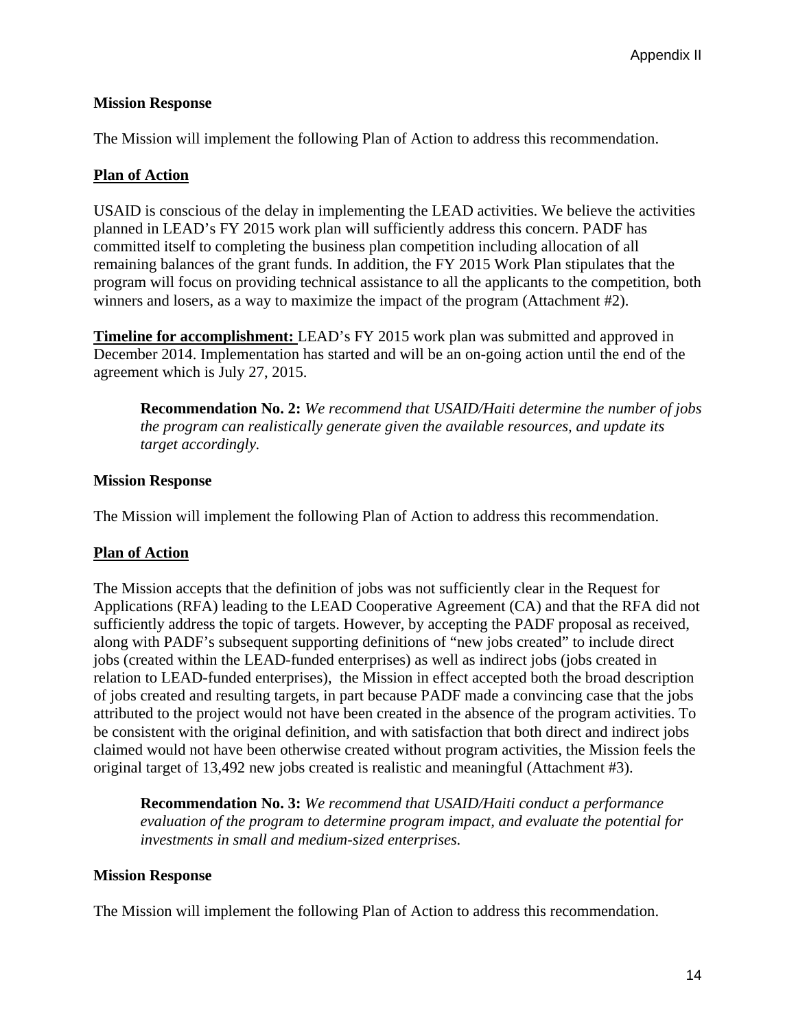**Mission Response**

The Mission will implement the following Plan of Action to address this recommendation.

**Plan of Action**

USAID is conscious of the delay in implementing the LEAD activities. We believe the activities planned in LEAD's FY 2015 work plan will sufficiently address this concern. PADF has committed itself to completing the business plan competition including allocation of all remaining balances of the grant funds. In addition, the FY 2015 Work Plan stipulates that the program will focus on providing technical assistance to all the applicants to the competition, both winners and losers, as a way to maximize the impact of the program (Attachment #2).

**Timeline for accomplishment:** LEAD's FY 2015 work plan was submitted and approved in December 2014. Implementation has started and will be an on-going action until the end of the agreement which is July 27, 2015.

> **Recommendation No. 2:** *We recommend that USAID/Haiti determine the number of jobs the program can realistically generate given the available resources, and update its target accordingly.*

**Mission Response**

The Mission will implement the following Plan of Action to address this recommendation.

**Plan of Action**

The Mission accepts that the definition of jobs was not sufficiently clear in the Request for Applications (RFA) leading to the LEAD Cooperative Agreement (CA) and that the RFA did not sufficiently address the topic of targets. However, by accepting the PADF proposal as received, along with PADF's subsequent supporting definitions of "new jobs created" to include direct jobs (created within the LEAD-funded enterprises) as well as indirect jobs (jobs created in relation to LEAD-funded enterprises), the Mission in effect accepted both the broad description of jobs created and resulting targets, in part because PADF made a convincing case that the jobs attributed to the project would not have been created in the absence of the program activities. To be consistent with the original definition, and with satisfaction that both direct and indirect jobs claimed would not have been otherwise created without program activities, the Mission feels the original target of 13,492 new jobs created is realistic and meaningful (Attachment #3).

> **Recommendation No. 3:** *We recommend that USAID/Haiti conduct a performance evaluation of the program to determine program impact, and evaluate the potential for investments in small and medium-sized enterprises.*

**Mission Response**

The Mission will implement the following Plan of Action to address this recommendation.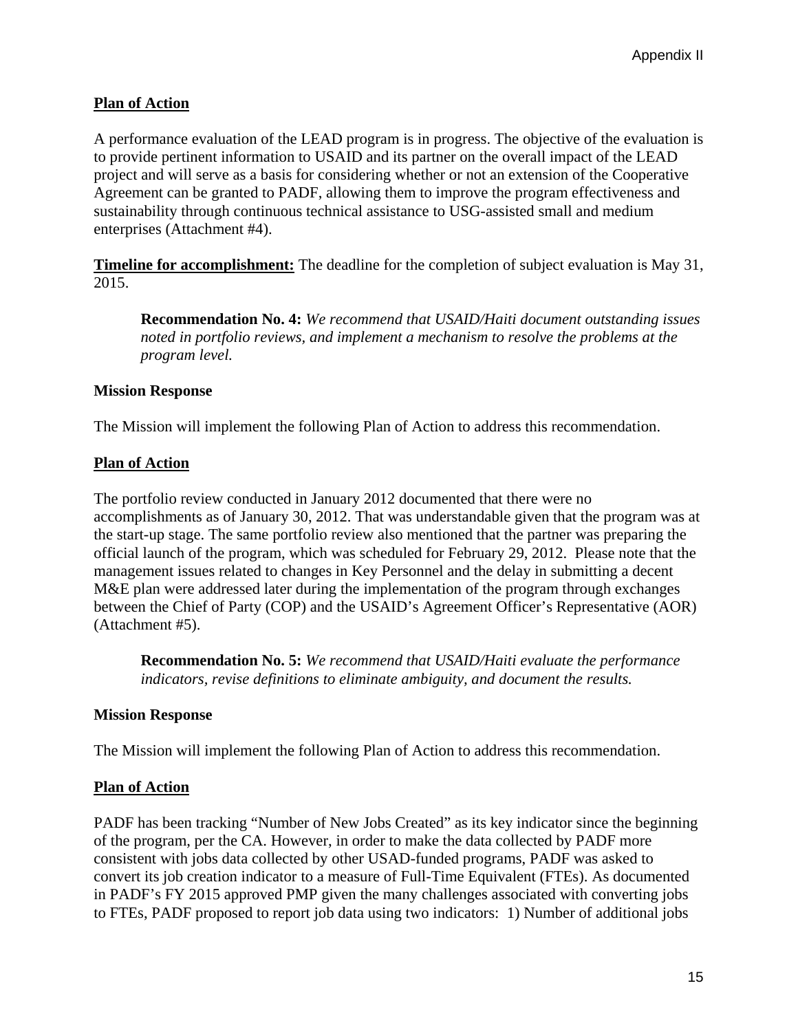**Plan of Action**

A performance evaluation of the LEAD program is in progress. The objective of the evaluation is to provide pertinent information to USAID and its partner on the overall impact of the LEAD project and will serve as a basis for considering whether or not an extension of the Cooperative Agreement can be granted to PADF, allowing them to improve the program effectiveness and sustainability through continuous technical assistance to USG-assisted small and medium enterprises (Attachment #4).

**Timeline for accomplishment:** The deadline for the completion of subject evaluation is May 31, 2015.

> **Recommendation No. 4:** *We recommend that USAID/Haiti document outstanding issues noted in portfolio reviews, and implement a mechanism to resolve the problems at the program level.*

**Mission Response**

The Mission will implement the following Plan of Action to address this recommendation.

**Plan of Action**

The portfolio review conducted in January 2012 documented that there were no accomplishments as of January 30, 2012. That was understandable given that the program was at the start-up stage. The same portfolio review also mentioned that the partner was preparing the official launch of the program, which was scheduled for February 29, 2012. Please note that the management issues related to changes in Key Personnel and the delay in submitting a decent M&E plan were addressed later during the implementation of the program through exchanges between the Chief of Party (COP) and the USAID's Agreement Officer's Representative (AOR) (Attachment #5).

> **Recommendation No. 5:** *We recommend that USAID/Haiti evaluate the performance indicators, revise definitions to eliminate ambiguity, and document the results.*

**Mission Response**

The Mission will implement the following Plan of Action to address this recommendation.

**Plan of Action**

PADF has been tracking "Number of New Jobs Created" as its key indicator since the beginning of the program, per the CA. However, in order to make the data collected by PADF more consistent with jobs data collected by other USAD-funded programs, PADF was asked to convert its job creation indicator to a measure of Full-Time Equivalent (FTEs). As documented in PADF's FY 2015 approved PMP given the many challenges associated with converting jobs to FTEs, PADF proposed to report job data using two indicators: 1) Number of additional jobs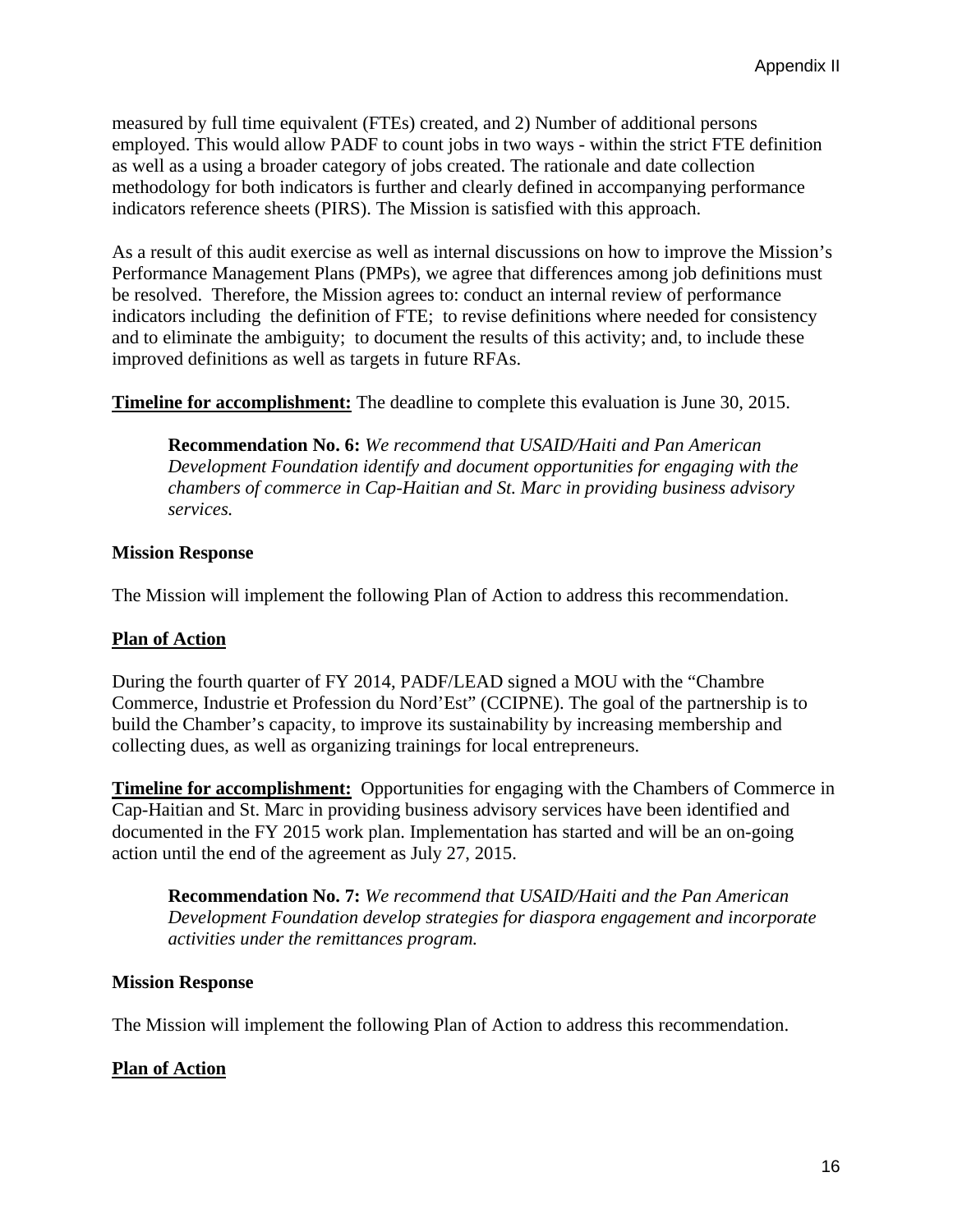measured by full time equivalent (FTEs) created, and 2) Number of additional persons employed. This would allow PADF to count jobs in two ways - within the strict FTE definition as well as a using a broader category of jobs created. The rationale and date collection methodology for both indicators is further and clearly defined in accompanying performance indicators reference sheets (PIRS). The Mission is satisfied with this approach.

As a result of this audit exercise as well as internal discussions on how to improve the Mission's Performance Management Plans (PMPs), we agree that differences among job definitions must be resolved. Therefore, the Mission agrees to: conduct an internal review of performance indicators including the definition of FTE; to revise definitions where needed for consistency and to eliminate the ambiguity; to document the results of this activity; and, to include these improved definitions as well as targets in future RFAs.

**Timeline for accomplishment:** The deadline to complete this evaluation is June 30, 2015.

> **Recommendation No. 6:** *We recommend that USAID/Haiti and Pan American Development Foundation identify and document opportunities for engaging with the chambers of commerce in Cap-Haitian and St. Marc in providing business advisory services.*

**Mission Response**

The Mission will implement the following Plan of Action to address this recommendation.

**Plan of Action**

During the fourth quarter of FY 2014, PADF/LEAD signed a MOU with the "Chambre Commerce, Industrie et Profession du Nord'Est" (CCIPNE). The goal of the partnership is to build the Chamber's capacity, to improve its sustainability by increasing membership and collecting dues, as well as organizing trainings for local entrepreneurs.

**Timeline for accomplishment:** Opportunities for engaging with the Chambers of Commerce in Cap-Haitian and St. Marc in providing business advisory services have been identified and documented in the FY 2015 work plan. Implementation has started and will be an on-going action until the end of the agreement as July 27, 2015.

> **Recommendation No. 7:** *We recommend that USAID/Haiti and the Pan American Development Foundation develop strategies for diaspora engagement and incorporate activities under the remittances program.*

**Mission Response**

The Mission will implement the following Plan of Action to address this recommendation.

**Plan of Action**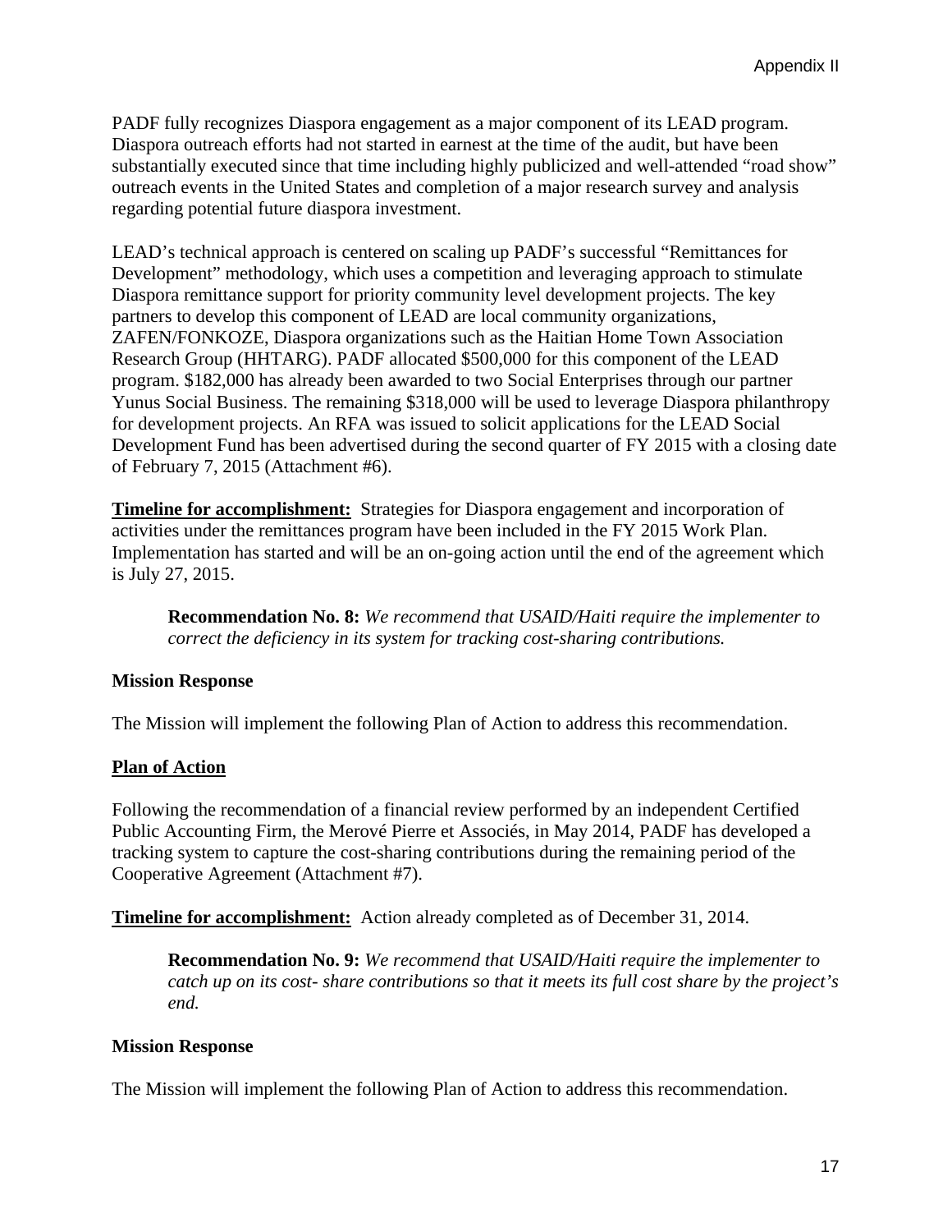PADF fully recognizes Diaspora engagement as a major component of its LEAD program. Diaspora outreach efforts had not started in earnest at the time of the audit, but have been substantially executed since that time including highly publicized and well-attended "road show" outreach events in the United States and completion of a major research survey and analysis regarding potential future diaspora investment.

LEAD's technical approach is centered on scaling up PADF's successful "Remittances for Development" methodology, which uses a competition and leveraging approach to stimulate Diaspora remittance support for priority community level development projects. The key partners to develop this component of LEAD are local community organizations, ZAFEN/FONKOZE, Diaspora organizations such as the Haitian Home Town Association Research Group (HHTARG). PADF allocated $500,000 for this component of the LEAD program. $182,000 has already been awarded to two Social Enterprises through our partner Yunus Social Business. The remaining $318,000 will be used to leverage Diaspora philanthropy for development projects. An RFA was issued to solicit applications for the LEAD Social Development Fund has been advertised during the second quarter of FY 2015 with a closing date of February 7, 2015 (Attachment #6).

**Timeline for accomplishment:** Strategies for Diaspora engagement and incorporation of activities under the remittances program have been included in the FY 2015 Work Plan. Implementation has started and will be an on-going action until the end of the agreement which is July 27, 2015.

> **Recommendation No. 8:** *We recommend that USAID/Haiti require the implementer to correct the deficiency in its system for tracking cost-sharing contributions.*

**Mission Response**

The Mission will implement the following Plan of Action to address this recommendation.

**Plan of Action**

Following the recommendation of a financial review performed by an independent Certified Public Accounting Firm, the Merové Pierre et Associés, in May 2014, PADF has developed a tracking system to capture the cost-sharing contributions during the remaining period of the Cooperative Agreement (Attachment #7).

**Timeline for accomplishment:** Action already completed as of December 31, 2014.

> **Recommendation No. 9:** *We recommend that USAID/Haiti require the implementer to catch up on its cost- share contributions so that it meets its full cost share by the project's end.*

**Mission Response**

The Mission will implement the following Plan of Action to address this recommendation.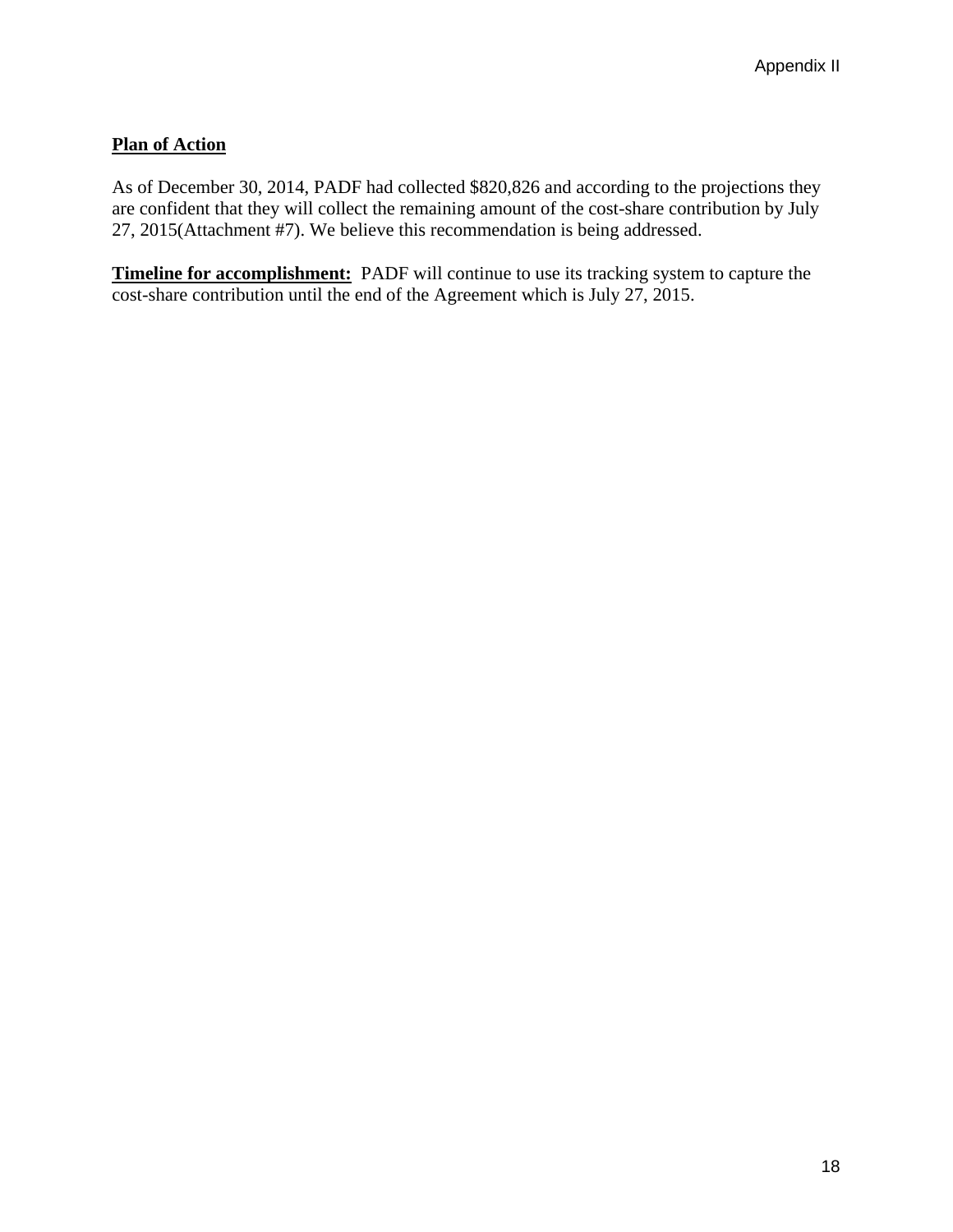**Plan of Action**

As of December 30, 2014, PADF had collected $820,826 and according to the projections they are confident that they will collect the remaining amount of the cost-share contribution by July 27, 2015(Attachment #7). We believe this recommendation is being addressed.

**Timeline for accomplishment:** PADF will continue to use its tracking system to capture the cost-share contribution until the end of the Agreement which is July 27, 2015.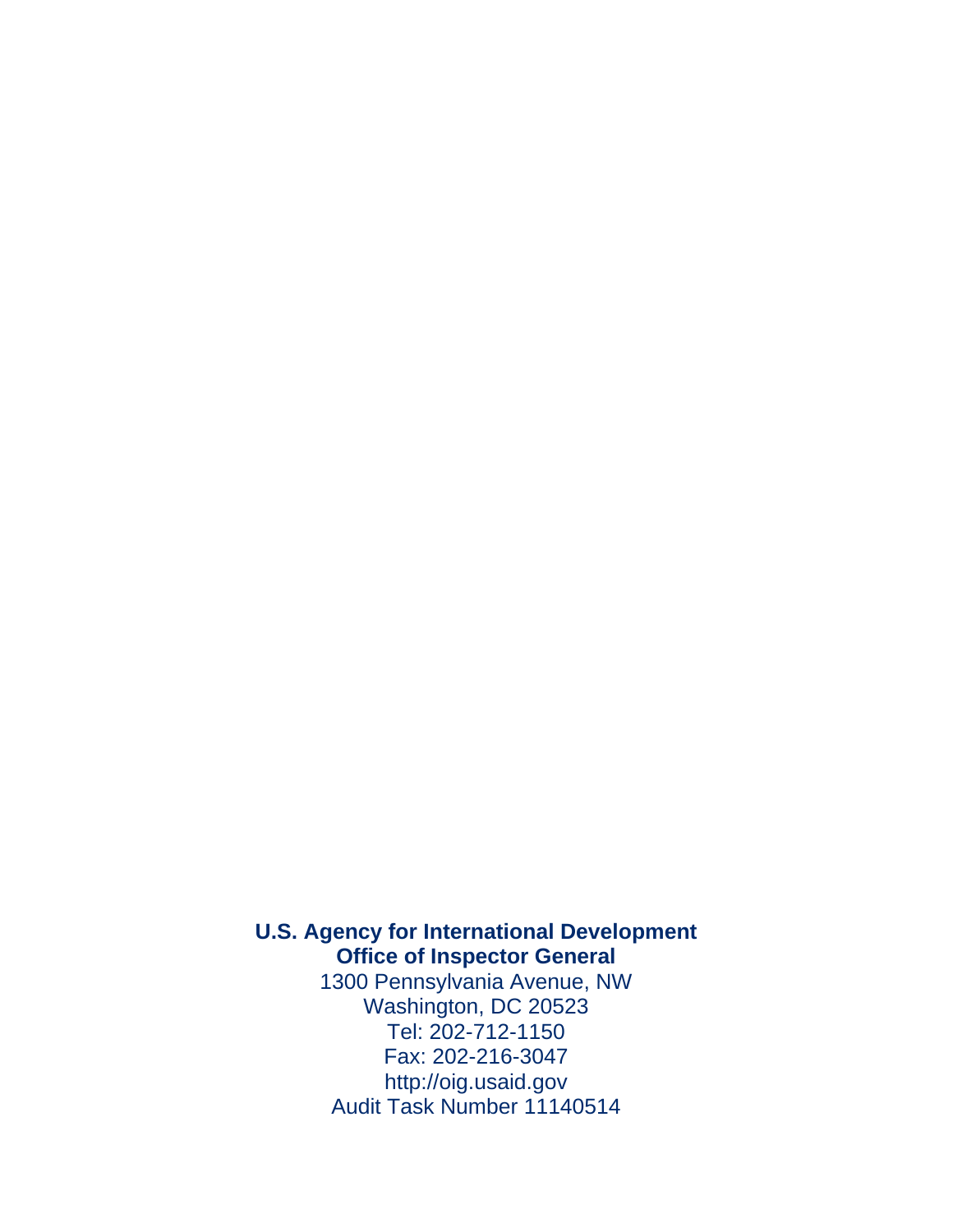**U.S. Agency for International Development**
**Office of Inspector General**
1300 Pennsylvania Avenue, NW
Washington, DC 20523
Tel: 202-712-1150
Fax: 202-216-3047
http://oig.usaid.gov
Audit Task Number 11140514